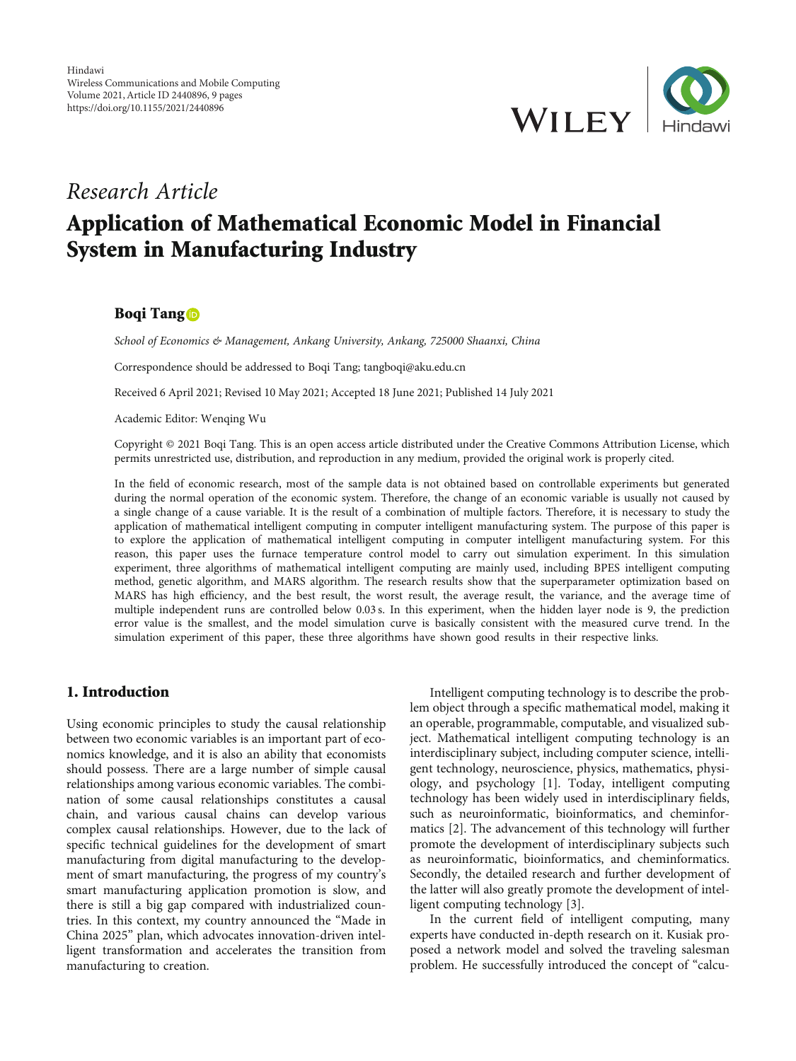Hindawi
Wireless Communications and Mobile Computing
Volume 2021, Article ID 2440896, 9 pages
https://doi.org/10.1155/2021/2440896

*Research Article*

# Application of Mathematical Economic Model in Financial System in Manufacturing Industry

**Boqi Tang**

*School of Economics & Management, Ankang University, Ankang, 725000 Shaanxi, China*

Correspondence should be addressed to Boqi Tang; tangboqi@aku.edu.cn

Received 6 April 2021; Revised 10 May 2021; Accepted 18 June 2021; Published 14 July 2021

Academic Editor: Wenqing Wu

Copyright © 2021 Boqi Tang. This is an open access article distributed under the Creative Commons Attribution License, which permits unrestricted use, distribution, and reproduction in any medium, provided the original work is properly cited.

In the field of economic research, most of the sample data is not obtained based on controllable experiments but generated during the normal operation of the economic system. Therefore, the change of an economic variable is usually not caused by a single change of a cause variable. It is the result of a combination of multiple factors. Therefore, it is necessary to study the application of mathematical intelligent computing in computer intelligent manufacturing system. The purpose of this paper is to explore the application of mathematical intelligent computing in computer intelligent manufacturing system. For this reason, this paper uses the furnace temperature control model to carry out simulation experiment. In this simulation experiment, three algorithms of mathematical intelligent computing are mainly used, including BPES intelligent computing method, genetic algorithm, and MARS algorithm. The research results show that the superparameter optimization based on MARS has high efficiency, and the best result, the worst result, the average result, the variance, and the average time of multiple independent runs are controlled below 0.03 s. In this experiment, when the hidden layer node is 9, the prediction error value is the smallest, and the model simulation curve is basically consistent with the measured curve trend. In the simulation experiment of this paper, these three algorithms have shown good results in their respective links.

## 1. Introduction

Using economic principles to study the causal relationship between two economic variables is an important part of economics knowledge, and it is also an ability that economists should possess. There are a large number of simple causal relationships among various economic variables. The combination of some causal relationships constitutes a causal chain, and various causal chains can develop various complex causal relationships. However, due to the lack of specific technical guidelines for the development of smart manufacturing from digital manufacturing to the development of smart manufacturing, the progress of my country's smart manufacturing application promotion is slow, and there is still a big gap compared with industrialized countries. In this context, my country announced the "Made in China 2025" plan, which advocates innovation-driven intelligent transformation and accelerates the transition from manufacturing to creation.

Intelligent computing technology is to describe the problem object through a specific mathematical model, making it an operable, programmable, computable, and visualized subject. Mathematical intelligent computing technology is an interdisciplinary subject, including computer science, intelligent technology, neuroscience, physics, mathematics, physiology, and psychology [1]. Today, intelligent computing technology has been widely used in interdisciplinary fields, such as neuroinformatic, bioinformatics, and cheminformatics [2]. The advancement of this technology will further promote the development of interdisciplinary subjects such as neuroinformatic, bioinformatics, and cheminformatics. Secondly, the detailed research and further development of the latter will also greatly promote the development of intelligent computing technology [3].

In the current field of intelligent computing, many experts have conducted in-depth research on it. Kusiak proposed a network model and solved the traveling salesman problem. He successfully introduced the concept of "calcu-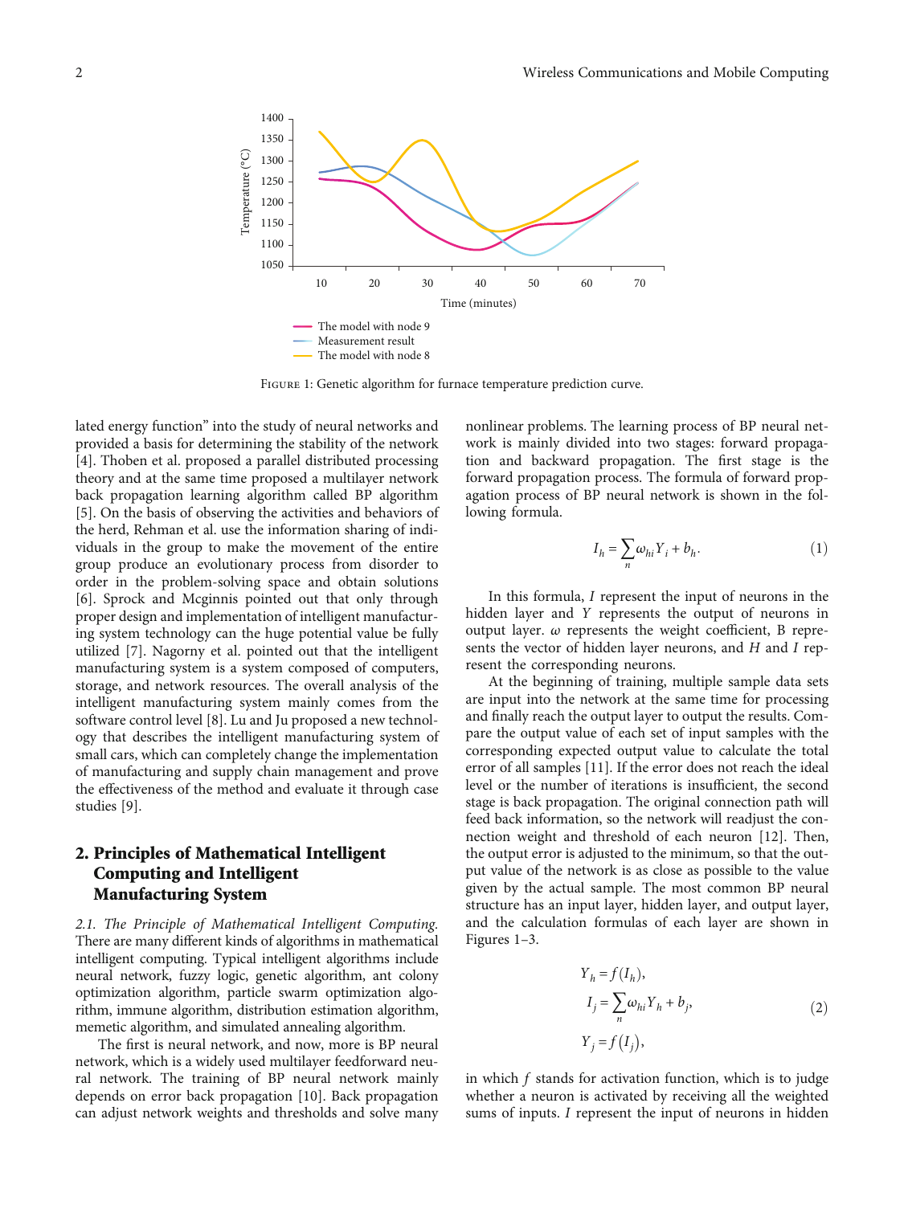Figure 1: Genetic algorithm for furnace temperature prediction curve.

lated energy function" into the study of neural networks and provided a basis for determining the stability of the network [4]. Thoben et al. proposed a parallel distributed processing theory and at the same time proposed a multilayer network back propagation learning algorithm called BP algorithm [5]. On the basis of observing the activities and behaviors of the herd, Rehman et al. use the information sharing of individuals in the group to make the movement of the entire group produce an evolutionary process from disorder to order in the problem-solving space and obtain solutions [6]. Sprock and Mcginnis pointed out that only through proper design and implementation of intelligent manufacturing system technology can the huge potential value be fully utilized [7]. Nagorny et al. pointed out that the intelligent manufacturing system is a system composed of computers, storage, and network resources. The overall analysis of the intelligent manufacturing system mainly comes from the software control level [8]. Lu and Ju proposed a new technology that describes the intelligent manufacturing system of small cars, which can completely change the implementation of manufacturing and supply chain management and prove the effectiveness of the method and evaluate it through case studies [9].

## 2. Principles of Mathematical Intelligent Computing and Intelligent Manufacturing System

*2.1. The Principle of Mathematical Intelligent Computing.* There are many different kinds of algorithms in mathematical intelligent computing. Typical intelligent algorithms include neural network, fuzzy logic, genetic algorithm, ant colony optimization algorithm, particle swarm optimization algorithm, immune algorithm, distribution estimation algorithm, memetic algorithm, and simulated annealing algorithm.

The first is neural network, and now, more is BP neural network, which is a widely used multilayer feedforward neural network. The training of BP neural network mainly depends on error back propagation [10]. Back propagation can adjust network weights and thresholds and solve many nonlinear problems. The learning process of BP neural network is mainly divided into two stages: forward propagation and backward propagation. The first stage is the forward propagation process. The formula of forward propagation process of BP neural network is shown in the following formula.

$$I_h = \sum_n \omega_{hi} Y_i + b_h. \quad (1)$$

In this formula, $I$ represent the input of neurons in the hidden layer and $Y$ represents the output of neurons in output layer. $\omega$ represents the weight coefficient, B represents the vector of hidden layer neurons, and $H$ and $I$ represent the corresponding neurons.

At the beginning of training, multiple sample data sets are input into the network at the same time for processing and finally reach the output layer to output the results. Compare the output value of each set of input samples with the corresponding expected output value to calculate the total error of all samples [11]. If the error does not reach the ideal level or the number of iterations is insufficient, the second stage is back propagation. The original connection path will feed back information, so the network will readjust the connection weight and threshold of each neuron [12]. Then, the output error is adjusted to the minimum, so that the output value of the network is as close as possible to the value given by the actual sample. The most common BP neural structure has an input layer, hidden layer, and output layer, and the calculation formulas of each layer are shown in Figures 1–3.

$$\begin{aligned} Y_h &= f(I_h), \\ I_j &= \sum_n \omega_{hi} Y_h + b_j, \\ Y_j &= f(I_j), \end{aligned} \quad (2)$$

in which $f$ stands for activation function, which is to judge whether a neuron is activated by receiving all the weighted sums of inputs. $I$ represent the input of neurons in hidden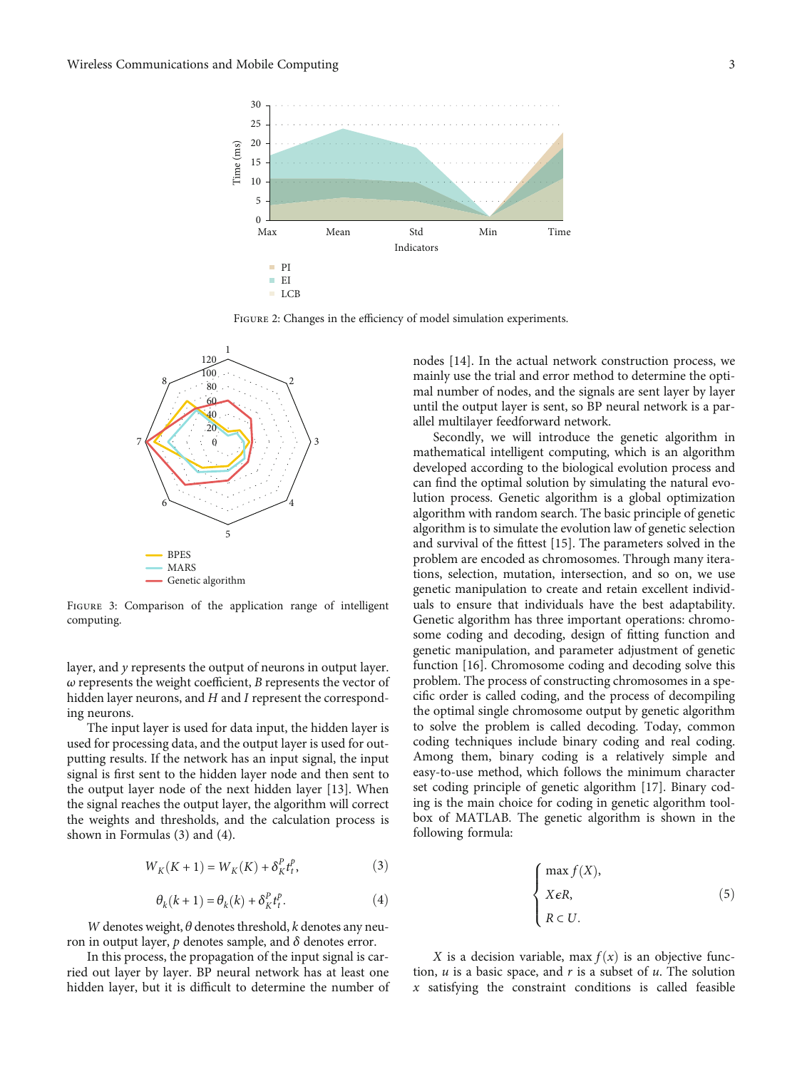Figure 2: Changes in the efficiency of model simulation experiments.

Figure 3: Comparison of the application range of intelligent computing.

layer, and $y$ represents the output of neurons in output layer. $\omega$ represents the weight coefficient, $B$ represents the vector of hidden layer neurons, and $H$ and $I$ represent the corresponding neurons.

The input layer is used for data input, the hidden layer is used for processing data, and the output layer is used for outputting results. If the network has an input signal, the input signal is first sent to the hidden layer node and then sent to the output layer node of the next hidden layer [13]. When the signal reaches the output layer, the algorithm will correct the weights and thresholds, and the calculation process is shown in Formulas (3) and (4).

$$W_K(K+1) = W_K(K) + \delta_K^P t_t^p, \tag{3}$$

$$\theta_k(k+1) = \theta_k(k) + \delta_K^P t_t^p. \tag{4}$$

$W$ denotes weight, $\theta$ denotes threshold, $k$ denotes any neuron in output layer, $p$ denotes sample, and $\delta$ denotes error.

In this process, the propagation of the input signal is carried out layer by layer. BP neural network has at least one hidden layer, but it is difficult to determine the number of nodes [14]. In the actual network construction process, we mainly use the trial and error method to determine the optimal number of nodes, and the signals are sent layer by layer until the output layer is sent, so BP neural network is a parallel multilayer feedforward network.

Secondly, we will introduce the genetic algorithm in mathematical intelligent computing, which is an algorithm developed according to the biological evolution process and can find the optimal solution by simulating the natural evolution process. Genetic algorithm is a global optimization algorithm with random search. The basic principle of genetic algorithm is to simulate the evolution law of genetic selection and survival of the fittest [15]. The parameters solved in the problem are encoded as chromosomes. Through many iterations, selection, mutation, intersection, and so on, we use genetic manipulation to create and retain excellent individuals to ensure that individuals have the best adaptability. Genetic algorithm has three important operations: chromosome coding and decoding, design of fitting function and genetic manipulation, and parameter adjustment of genetic function [16]. Chromosome coding and decoding solve this problem. The process of constructing chromosomes in a specific order is called coding, and the process of decompiling the optimal single chromosome output by genetic algorithm to solve the problem is called decoding. Today, common coding techniques include binary coding and real coding. Among them, binary coding is a relatively simple and easy-to-use method, which follows the minimum character set coding principle of genetic algorithm [17]. Binary coding is the main choice for coding in genetic algorithm toolbox of MATLAB. The genetic algorithm is shown in the following formula:

$$\begin{cases} \max f(X), \\ X \epsilon R, \\ R \subset U. \end{cases} \tag{5}$$

$X$ is a decision variable, $\max f(x)$ is an objective function, $u$ is a basic space, and $r$ is a subset of $u$. The solution $x$ satisfying the constraint conditions is called feasible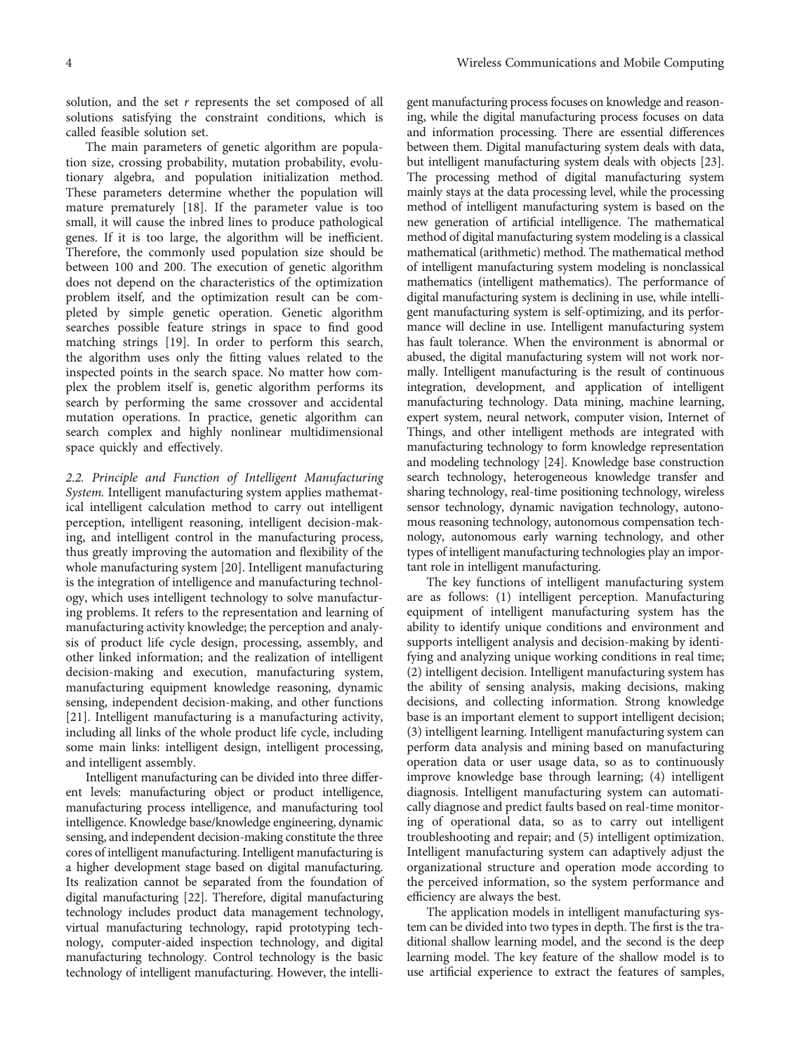solution, and the set $r$ represents the set composed of all solutions satisfying the constraint conditions, which is called feasible solution set.

The main parameters of genetic algorithm are population size, crossing probability, mutation probability, evolutionary algebra, and population initialization method. These parameters determine whether the population will mature prematurely [18]. If the parameter value is too small, it will cause the inbred lines to produce pathological genes. If it is too large, the algorithm will be inefficient. Therefore, the commonly used population size should be between 100 and 200. The execution of genetic algorithm does not depend on the characteristics of the optimization problem itself, and the optimization result can be completed by simple genetic operation. Genetic algorithm searches possible feature strings in space to find good matching strings [19]. In order to perform this search, the algorithm uses only the fitting values related to the inspected points in the search space. No matter how complex the problem itself is, genetic algorithm performs its search by performing the same crossover and accidental mutation operations. In practice, genetic algorithm can search complex and highly nonlinear multidimensional space quickly and effectively.

*2.2. Principle and Function of Intelligent Manufacturing System.* Intelligent manufacturing system applies mathematical intelligent calculation method to carry out intelligent perception, intelligent reasoning, intelligent decision-making, and intelligent control in the manufacturing process, thus greatly improving the automation and flexibility of the whole manufacturing system [20]. Intelligent manufacturing is the integration of intelligence and manufacturing technology, which uses intelligent technology to solve manufacturing problems. It refers to the representation and learning of manufacturing activity knowledge; the perception and analysis of product life cycle design, processing, assembly, and other linked information; and the realization of intelligent decision-making and execution, manufacturing system, manufacturing equipment knowledge reasoning, dynamic sensing, independent decision-making, and other functions [21]. Intelligent manufacturing is a manufacturing activity, including all links of the whole product life cycle, including some main links: intelligent design, intelligent processing, and intelligent assembly.

Intelligent manufacturing can be divided into three different levels: manufacturing object or product intelligence, manufacturing process intelligence, and manufacturing tool intelligence. Knowledge base/knowledge engineering, dynamic sensing, and independent decision-making constitute the three cores of intelligent manufacturing. Intelligent manufacturing is a higher development stage based on digital manufacturing. Its realization cannot be separated from the foundation of digital manufacturing [22]. Therefore, digital manufacturing technology includes product data management technology, virtual manufacturing technology, rapid prototyping technology, computer-aided inspection technology, and digital manufacturing technology. Control technology is the basic technology of intelligent manufacturing. However, the intelligent manufacturing process focuses on knowledge and reasoning, while the digital manufacturing process focuses on data and information processing. There are essential differences between them. Digital manufacturing system deals with data, but intelligent manufacturing system deals with objects [23]. The processing method of digital manufacturing system mainly stays at the data processing level, while the processing method of intelligent manufacturing system is based on the new generation of artificial intelligence. The mathematical method of digital manufacturing system modeling is a classical mathematical (arithmetic) method. The mathematical method of intelligent manufacturing system modeling is nonclassical mathematics (intelligent mathematics). The performance of digital manufacturing system is declining in use, while intelligent manufacturing system is self-optimizing, and its performance will decline in use. Intelligent manufacturing system has fault tolerance. When the environment is abnormal or abused, the digital manufacturing system will not work normally. Intelligent manufacturing is the result of continuous integration, development, and application of intelligent manufacturing technology. Data mining, machine learning, expert system, neural network, computer vision, Internet of Things, and other intelligent methods are integrated with manufacturing technology to form knowledge representation and modeling technology [24]. Knowledge base construction search technology, heterogeneous knowledge transfer and sharing technology, real-time positioning technology, wireless sensor technology, dynamic navigation technology, autonomous reasoning technology, autonomous compensation technology, autonomous early warning technology, and other types of intelligent manufacturing technologies play an important role in intelligent manufacturing.

The key functions of intelligent manufacturing system are as follows: (1) intelligent perception. Manufacturing equipment of intelligent manufacturing system has the ability to identify unique conditions and environment and supports intelligent analysis and decision-making by identifying and analyzing unique working conditions in real time; (2) intelligent decision. Intelligent manufacturing system has the ability of sensing analysis, making decisions, making decisions, and collecting information. Strong knowledge base is an important element to support intelligent decision; (3) intelligent learning. Intelligent manufacturing system can perform data analysis and mining based on manufacturing operation data or user usage data, so as to continuously improve knowledge base through learning; (4) intelligent diagnosis. Intelligent manufacturing system can automatically diagnose and predict faults based on real-time monitoring of operational data, so as to carry out intelligent troubleshooting and repair; and (5) intelligent optimization. Intelligent manufacturing system can adaptively adjust the organizational structure and operation mode according to the perceived information, so the system performance and efficiency are always the best.

The application models in intelligent manufacturing system can be divided into two types in depth. The first is the traditional shallow learning model, and the second is the deep learning model. The key feature of the shallow model is to use artificial experience to extract the features of samples,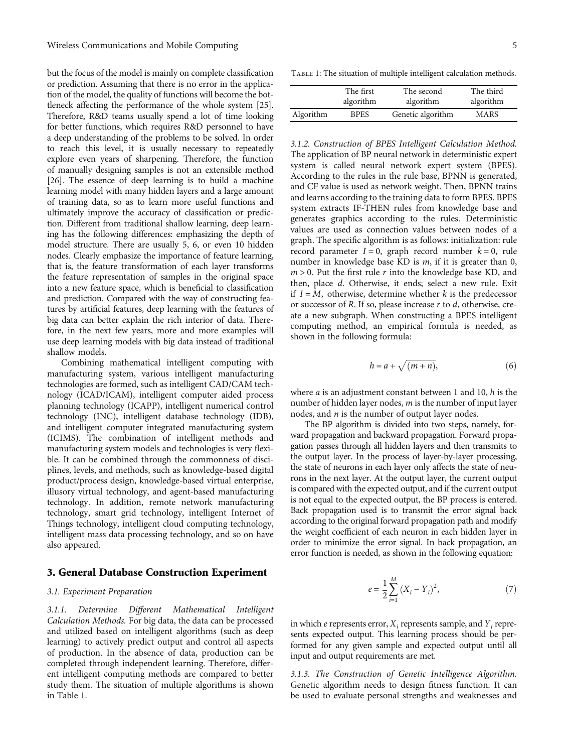but the focus of the model is mainly on complete classification or prediction. Assuming that there is no error in the application of the model, the quality of functions will become the bottleneck affecting the performance of the whole system [25]. Therefore, R&D teams usually spend a lot of time looking for better functions, which requires R&D personnel to have a deep understanding of the problems to be solved. In order to reach this level, it is usually necessary to repeatedly explore even years of sharpening. Therefore, the function of manually designing samples is not an extensible method [26]. The essence of deep learning is to build a machine learning model with many hidden layers and a large amount of training data, so as to learn more useful functions and ultimately improve the accuracy of classification or prediction. Different from traditional shallow learning, deep learning has the following differences: emphasizing the depth of model structure. There are usually 5, 6, or even 10 hidden nodes. Clearly emphasize the importance of feature learning, that is, the feature transformation of each layer transforms the feature representation of samples in the original space into a new feature space, which is beneficial to classification and prediction. Compared with the way of constructing features by artificial features, deep learning with the features of big data can better explain the rich interior of data. Therefore, in the next few years, more and more examples will use deep learning models with big data instead of traditional shallow models.

Combining mathematical intelligent computing with manufacturing system, various intelligent manufacturing technologies are formed, such as intelligent CAD/CAM technology (ICAD/ICAM), intelligent computer aided process planning technology (ICAPP), intelligent numerical control technology (INC), intelligent database technology (IDB), and intelligent computer integrated manufacturing system (ICIMS). The combination of intelligent methods and manufacturing system models and technologies is very flexible. It can be combined through the commonness of disciplines, levels, and methods, such as knowledge-based digital product/process design, knowledge-based virtual enterprise, illusory virtual technology, and agent-based manufacturing technology. In addition, remote network manufacturing technology, smart grid technology, intelligent Internet of Things technology, intelligent cloud computing technology, intelligent mass data processing technology, and so on have also appeared.

## 3. General Database Construction Experiment

### 3.1. Experiment Preparation

*3.1.1. Determine Different Mathematical Intelligent Calculation Methods.* For big data, the data can be processed and utilized based on intelligent algorithms (such as deep learning) to actively predict output and control all aspects of production. In the absence of data, production can be completed through independent learning. Therefore, different intelligent computing methods are compared to better study them. The situation of multiple algorithms is shown in Table 1.

Table 1: The situation of multiple intelligent calculation methods.

| | The first algorithm | The second algorithm | The third algorithm |
|---|---|---|---|
| Algorithm | BPES | Genetic algorithm | MARS |

*3.1.2. Construction of BPES Intelligent Calculation Method.* The application of BP neural network in deterministic expert system is called neural network expert system (BPES). According to the rules in the rule base, BPNN is generated, and CF value is used as network weight. Then, BPNN trains and learns according to the training data to form BPES. BPES system extracts IF-THEN rules from knowledge base and generates graphics according to the rules. Deterministic values are used as connection values between nodes of a graph. The specific algorithm is as follows: initialization: rule record parameter $I = 0$, graph record number $k = 0$, rule number in knowledge base KD is $m$, if it is greater than 0, $m > 0$. Put the first rule $r$ into the knowledge base KD, and then, place $d$. Otherwise, it ends; select a new rule. Exit if $I = M$, otherwise, determine whether $k$ is the predecessor or successor of $R$. If so, please increase $r$ to $d$, otherwise, create a new subgraph. When constructing a BPES intelligent computing method, an empirical formula is needed, as shown in the following formula:

$$h = a + \sqrt{(m + n)}, \tag{6}$$

where $a$ is an adjustment constant between 1 and 10, $h$ is the number of hidden layer nodes, $m$ is the number of input layer nodes, and $n$ is the number of output layer nodes.

The BP algorithm is divided into two steps, namely, forward propagation and backward propagation. Forward propagation passes through all hidden layers and then transmits to the output layer. In the process of layer-by-layer processing, the state of neurons in each layer only affects the state of neurons in the next layer. At the output layer, the current output is compared with the expected output, and if the current output is not equal to the expected output, the BP process is entered. Back propagation used is to transmit the error signal back according to the original forward propagation path and modify the weight coefficient of each neuron in each hidden layer in order to minimize the error signal. In back propagation, an error function is needed, as shown in the following equation:

$$e = \frac{1}{2}\sum_{i=1}^{M} (X_i - Y_i)^2, \tag{7}$$

in which $e$ represents error, $X_i$ represents sample, and $Y_i$ represents expected output. This learning process should be performed for any given sample and expected output until all input and output requirements are met.

*3.1.3. The Construction of Genetic Intelligence Algorithm.* Genetic algorithm needs to design fitness function. It can be used to evaluate personal strengths and weaknesses and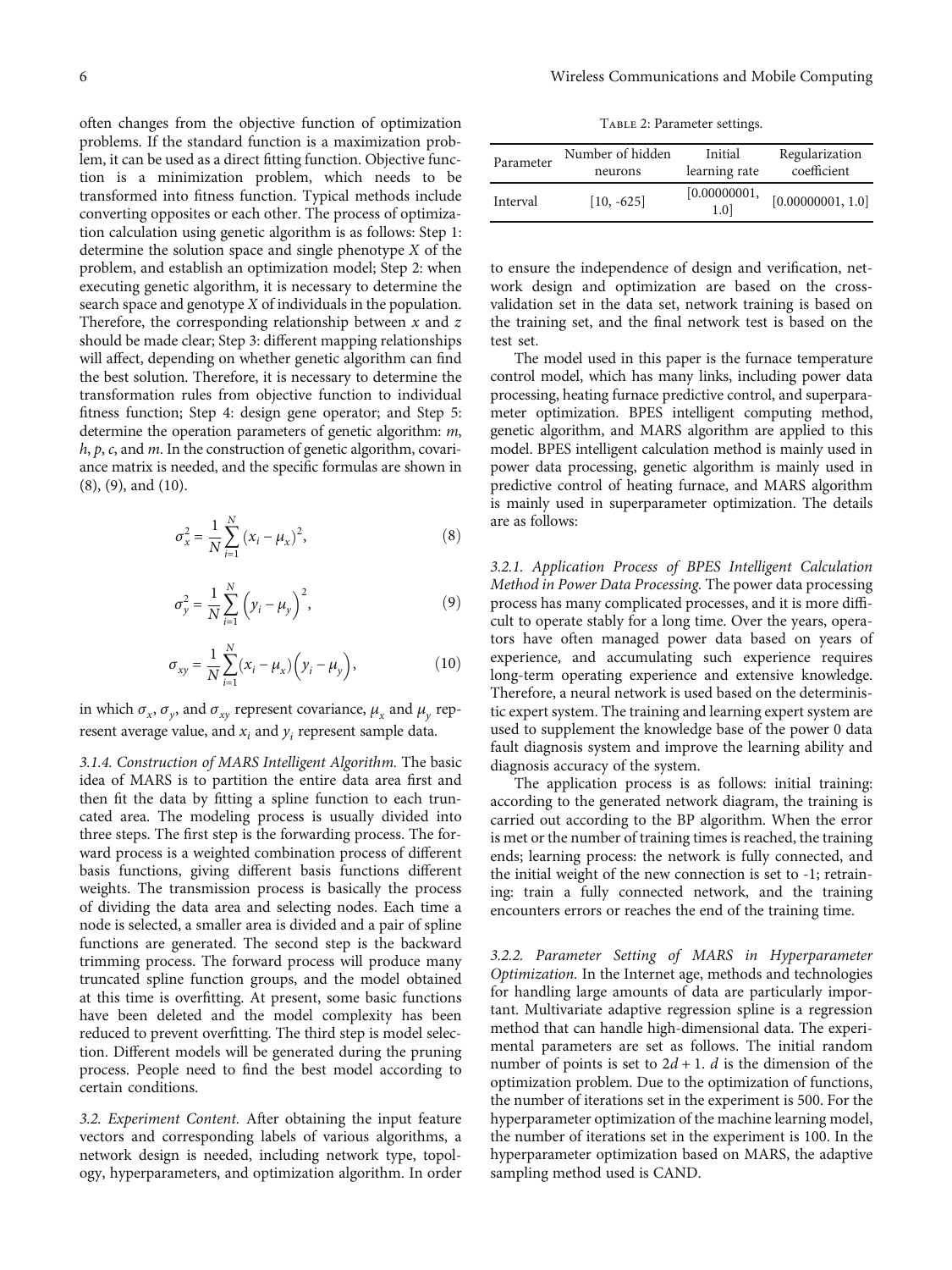often changes from the objective function of optimization problems. If the standard function is a maximization problem, it can be used as a direct fitting function. Objective function is a minimization problem, which needs to be transformed into fitness function. Typical methods include converting opposites or each other. The process of optimization calculation using genetic algorithm is as follows: Step 1: determine the solution space and single phenotype $X$ of the problem, and establish an optimization model; Step 2: when executing genetic algorithm, it is necessary to determine the search space and genotype $X$ of individuals in the population. Therefore, the corresponding relationship between $x$ and $z$ should be made clear; Step 3: different mapping relationships will affect, depending on whether genetic algorithm can find the best solution. Therefore, it is necessary to determine the transformation rules from objective function to individual fitness function; Step 4: design gene operator; and Step 5: determine the operation parameters of genetic algorithm: $m$, $h$, $p$, $c$, and $m$. In the construction of genetic algorithm, covariance matrix is needed, and the specific formulas are shown in (8), (9), and (10).

$$\sigma_x^2 = \frac{1}{N}\sum_{i=1}^{N}(x_i - \mu_x)^2, \tag{8}$$

$$\sigma_y^2 = \frac{1}{N}\sum_{i=1}^{N}\left(y_i - \mu_y\right)^2, \tag{9}$$

$$\sigma_{xy} = \frac{1}{N}\sum_{i=1}^{N}(x_i - \mu_x)\left(y_i - \mu_y\right), \tag{10}$$

in which $\sigma_x$, $\sigma_y$, and $\sigma_{xy}$ represent covariance, $\mu_x$ and $\mu_y$ represent average value, and $x_i$ and $y_i$ represent sample data.

*3.1.4. Construction of MARS Intelligent Algorithm.* The basic idea of MARS is to partition the entire data area first and then fit the data by fitting a spline function to each truncated area. The modeling process is usually divided into three steps. The first step is the forwarding process. The forward process is a weighted combination process of different basis functions, giving different basis functions different weights. The transmission process is basically the process of dividing the data area and selecting nodes. Each time a node is selected, a smaller area is divided and a pair of spline functions are generated. The second step is the backward trimming process. The forward process will produce many truncated spline function groups, and the model obtained at this time is overfitting. At present, some basic functions have been deleted and the model complexity has been reduced to prevent overfitting. The third step is model selection. Different models will be generated during the pruning process. People need to find the best model according to certain conditions.

*3.2. Experiment Content.* After obtaining the input feature vectors and corresponding labels of various algorithms, a network design is needed, including network type, topology, hyperparameters, and optimization algorithm. In order to ensure the independence of design and verification, network design and optimization are based on the cross-validation set in the data set, network training is based on the training set, and the final network test is based on the test set.

Table 2: Parameter settings.

| Parameter | Number of hidden neurons | Initial learning rate | Regularization coefficient |
|---|---|---|---|
| Interval | [10, -625] | [0.00000001, 1.0] | [0.00000001, 1.0] |

The model used in this paper is the furnace temperature control model, which has many links, including power data processing, heating furnace predictive control, and superparameter optimization. BPES intelligent computing method, genetic algorithm, and MARS algorithm are applied to this model. BPES intelligent calculation method is mainly used in power data processing, genetic algorithm is mainly used in predictive control of heating furnace, and MARS algorithm is mainly used in superparameter optimization. The details are as follows:

*3.2.1. Application Process of BPES Intelligent Calculation Method in Power Data Processing.* The power data processing process has many complicated processes, and it is more difficult to operate stably for a long time. Over the years, operators have often managed power data based on years of experience, and accumulating such experience requires long-term operating experience and extensive knowledge. Therefore, a neural network is used based on the deterministic expert system. The training and learning expert system are used to supplement the knowledge base of the power 0 data fault diagnosis system and improve the learning ability and diagnosis accuracy of the system.

The application process is as follows: initial training: according to the generated network diagram, the training is carried out according to the BP algorithm. When the error is met or the number of training times is reached, the training ends; learning process: the network is fully connected, and the initial weight of the new connection is set to -1; retraining: train a fully connected network, and the training encounters errors or reaches the end of the training time.

*3.2.2. Parameter Setting of MARS in Hyperparameter Optimization.* In the Internet age, methods and technologies for handling large amounts of data are particularly important. Multivariate adaptive regression spline is a regression method that can handle high-dimensional data. The experimental parameters are set as follows. The initial random number of points is set to $2d + 1$. $d$ is the dimension of the optimization problem. Due to the optimization of functions, the number of iterations set in the experiment is 500. For the hyperparameter optimization of the machine learning model, the number of iterations set in the experiment is 100. In the hyperparameter optimization based on MARS, the adaptive sampling method used is CAND.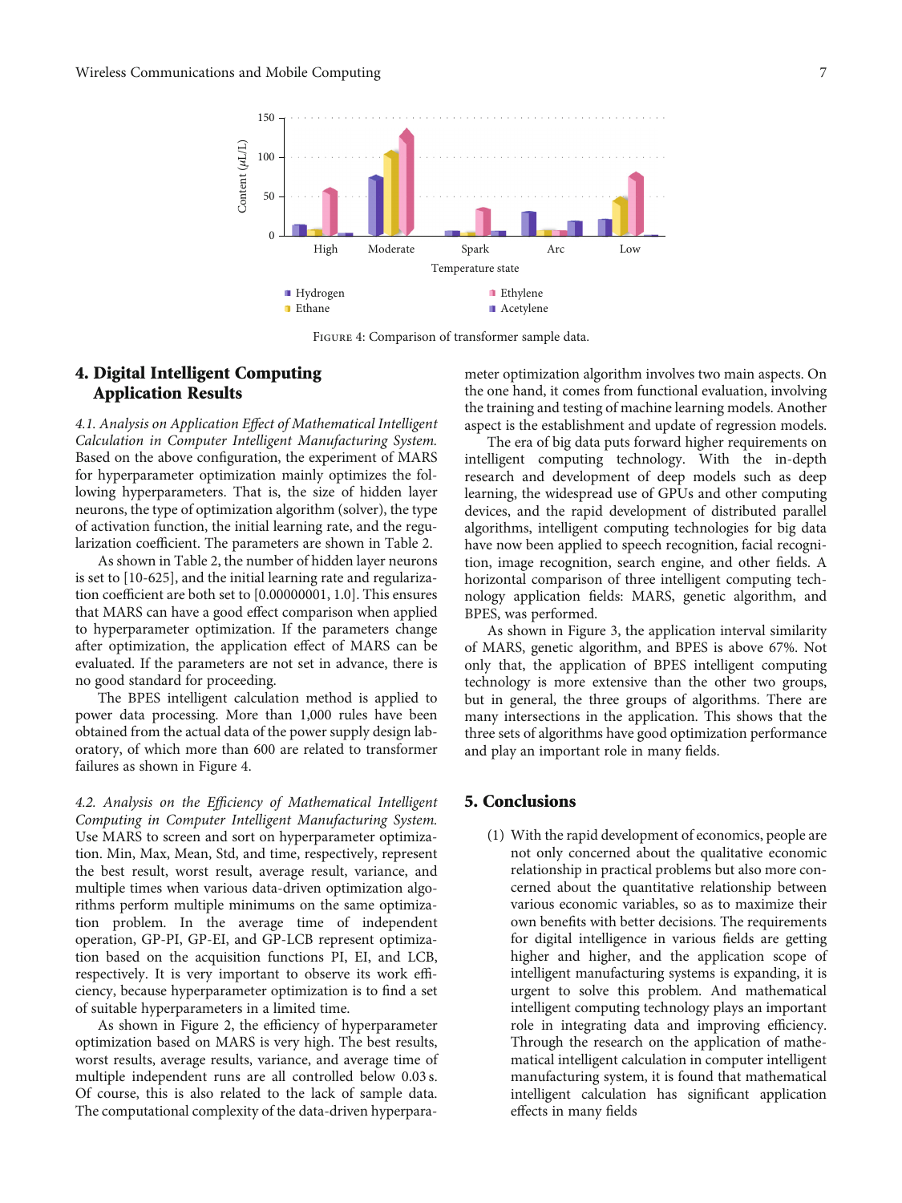FIGURE 4: Comparison of transformer sample data.

## 4. Digital Intelligent Computing Application Results

*4.1. Analysis on Application Effect of Mathematical Intelligent Calculation in Computer Intelligent Manufacturing System.* Based on the above configuration, the experiment of MARS for hyperparameter optimization mainly optimizes the following hyperparameters. That is, the size of hidden layer neurons, the type of optimization algorithm (solver), the type of activation function, the initial learning rate, and the regularization coefficient. The parameters are shown in Table 2.

As shown in Table 2, the number of hidden layer neurons is set to [10-625], and the initial learning rate and regularization coefficient are both set to [0.00000001, 1.0]. This ensures that MARS can have a good effect comparison when applied to hyperparameter optimization. If the parameters change after optimization, the application effect of MARS can be evaluated. If the parameters are not set in advance, there is no good standard for proceeding.

The BPES intelligent calculation method is applied to power data processing. More than 1,000 rules have been obtained from the actual data of the power supply design laboratory, of which more than 600 are related to transformer failures as shown in Figure 4.

*4.2. Analysis on the Efficiency of Mathematical Intelligent Computing in Computer Intelligent Manufacturing System.* Use MARS to screen and sort on hyperparameter optimization. Min, Max, Mean, Std, and time, respectively, represent the best result, worst result, average result, variance, and multiple times when various data-driven optimization algorithms perform multiple minimums on the same optimization problem. In the average time of independent operation, GP-PI, GP-EI, and GP-LCB represent optimization based on the acquisition functions PI, EI, and LCB, respectively. It is very important to observe its work efficiency, because hyperparameter optimization is to find a set of suitable hyperparameters in a limited time.

As shown in Figure 2, the efficiency of hyperparameter optimization based on MARS is very high. The best results, worst results, average results, variance, and average time of multiple independent runs are all controlled below 0.03 s. Of course, this is also related to the lack of sample data. The computational complexity of the data-driven hyperparameter optimization algorithm involves two main aspects. On the one hand, it comes from functional evaluation, involving the training and testing of machine learning models. Another aspect is the establishment and update of regression models.

The era of big data puts forward higher requirements on intelligent computing technology. With the in-depth research and development of deep models such as deep learning, the widespread use of GPUs and other computing devices, and the rapid development of distributed parallel algorithms, intelligent computing technologies for big data have now been applied to speech recognition, facial recognition, image recognition, search engine, and other fields. A horizontal comparison of three intelligent computing technology application fields: MARS, genetic algorithm, and BPES, was performed.

As shown in Figure 3, the application interval similarity of MARS, genetic algorithm, and BPES is above 67%. Not only that, the application of BPES intelligent computing technology is more extensive than the other two groups, but in general, the three groups of algorithms. There are many intersections in the application. This shows that the three sets of algorithms have good optimization performance and play an important role in many fields.

## 5. Conclusions

(1) With the rapid development of economics, people are not only concerned about the qualitative economic relationship in practical problems but also more concerned about the quantitative relationship between various economic variables, so as to maximize their own benefits with better decisions. The requirements for digital intelligence in various fields are getting higher and higher, and the application scope of intelligent manufacturing systems is expanding, it is urgent to solve this problem. And mathematical intelligent computing technology plays an important role in integrating data and improving efficiency. Through the research on the application of mathematical intelligent calculation in computer intelligent manufacturing system, it is found that mathematical intelligent calculation has significant application effects in many fields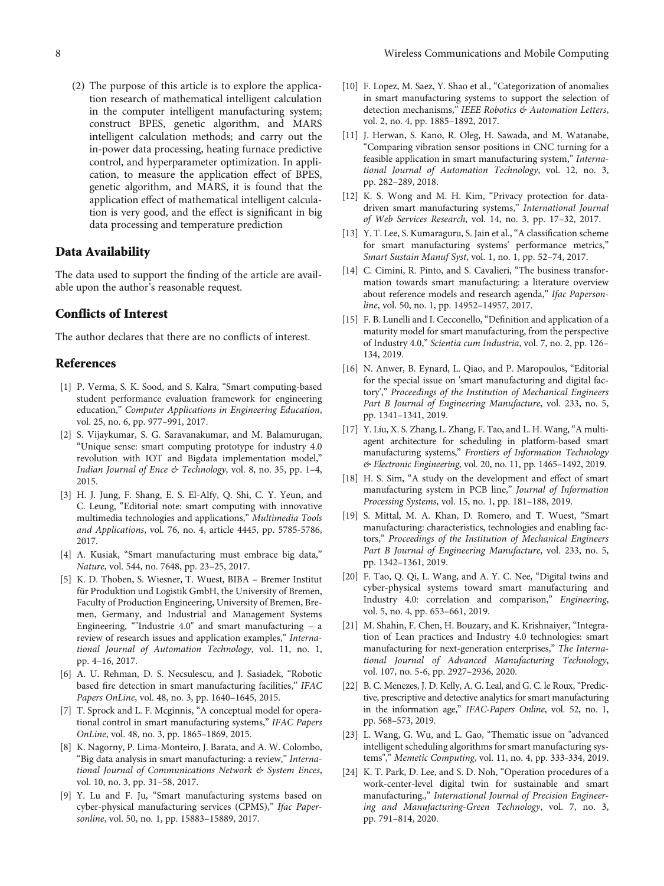(2) The purpose of this article is to explore the application research of mathematical intelligent calculation in the computer intelligent manufacturing system; construct BPES, genetic algorithm, and MARS intelligent calculation methods; and carry out the in-power data processing, heating furnace predictive control, and hyperparameter optimization. In application, to measure the application effect of BPES, genetic algorithm, and MARS, it is found that the application effect of mathematical intelligent calculation is very good, and the effect is significant in big data processing and temperature prediction

## Data Availability

The data used to support the finding of the article are available upon the author's reasonable request.

## Conflicts of Interest

The author declares that there are no conflicts of interest.

## References

[1] P. Verma, S. K. Sood, and S. Kalra, "Smart computing-based student performance evaluation framework for engineering education," *Computer Applications in Engineering Education*, vol. 25, no. 6, pp. 977–991, 2017.

[2] S. Vijaykumar, S. G. Saravanakumar, and M. Balamurugan, "Unique sense: smart computing prototype for industry 4.0 revolution with IOT and Bigdata implementation model," *Indian Journal of Ence & Technology*, vol. 8, no. 35, pp. 1–4, 2015.

[3] H. J. Jung, F. Shang, E. S. El-Alfy, Q. Shi, C. Y. Yeun, and C. Leung, "Editorial note: smart computing with innovative multimedia technologies and applications," *Multimedia Tools and Applications*, vol. 76, no. 4, article 4445, pp. 5785-5786, 2017.

[4] A. Kusiak, "Smart manufacturing must embrace big data," *Nature*, vol. 544, no. 7648, pp. 23–25, 2017.

[5] K. D. Thoben, S. Wiesner, T. Wuest, BIBA – Bremer Institut für Produktion und Logistik GmbH, the University of Bremen, Faculty of Production Engineering, University of Bremen, Bremen, Germany, and Industrial and Management Systems Engineering, ""Industrie 4.0" and smart manufacturing – a review of research issues and application examples," *International Journal of Automation Technology*, vol. 11, no. 1, pp. 4–16, 2017.

[6] A. U. Rehman, D. S. Necsulescu, and J. Sasiadek, "Robotic based fire detection in smart manufacturing facilities," *IFAC Papers OnLine*, vol. 48, no. 3, pp. 1640–1645, 2015.

[7] T. Sprock and L. F. Mcginnis, "A conceptual model for operational control in smart manufacturing systems," *IFAC Papers OnLine*, vol. 48, no. 3, pp. 1865–1869, 2015.

[8] K. Nagorny, P. Lima-Monteiro, J. Barata, and A. W. Colombo, "Big data analysis in smart manufacturing: a review," *International Journal of Communications Network & System Ences*, vol. 10, no. 3, pp. 31–58, 2017.

[9] Y. Lu and F. Ju, "Smart manufacturing systems based on cyber-physical manufacturing services (CPMS)," *Ifac Papersonline*, vol. 50, no. 1, pp. 15883–15889, 2017.

[10] F. Lopez, M. Saez, Y. Shao et al., "Categorization of anomalies in smart manufacturing systems to support the selection of detection mechanisms," *IEEE Robotics & Automation Letters*, vol. 2, no. 4, pp. 1885–1892, 2017.

[11] J. Herwan, S. Kano, R. Oleg, H. Sawada, and M. Watanabe, "Comparing vibration sensor positions in CNC turning for a feasible application in smart manufacturing system," *International Journal of Automation Technology*, vol. 12, no. 3, pp. 282–289, 2018.

[12] K. S. Wong and M. H. Kim, "Privacy protection for data-driven smart manufacturing systems," *International Journal of Web Services Research*, vol. 14, no. 3, pp. 17–32, 2017.

[13] Y. T. Lee, S. Kumaraguru, S. Jain et al., "A classification scheme for smart manufacturing systems' performance metrics," *Smart Sustain Manuf Syst*, vol. 1, no. 1, pp. 52–74, 2017.

[14] C. Cimini, R. Pinto, and S. Cavalieri, "The business transformation towards smart manufacturing: a literature overview about reference models and research agenda," *Ifac Papersonline*, vol. 50, no. 1, pp. 14952–14957, 2017.

[15] F. B. Lunelli and I. Cecconello, "Definition and application of a maturity model for smart manufacturing, from the perspective of Industry 4.0," *Scientia cum Industria*, vol. 7, no. 2, pp. 126–134, 2019.

[16] N. Anwer, B. Eynard, L. Qiao, and P. Maropoulos, "Editorial for the special issue on 'smart manufacturing and digital factory'," *Proceedings of the Institution of Mechanical Engineers Part B Journal of Engineering Manufacture*, vol. 233, no. 5, pp. 1341–1341, 2019.

[17] Y. Liu, X. S. Zhang, L. Zhang, F. Tao, and L. H. Wang, "A multi-agent architecture for scheduling in platform-based smart manufacturing systems," *Frontiers of Information Technology & Electronic Engineering*, vol. 20, no. 11, pp. 1465–1492, 2019.

[18] H. S. Sim, "A study on the development and effect of smart manufacturing system in PCB line," *Journal of Information Processing Systems*, vol. 15, no. 1, pp. 181–188, 2019.

[19] S. Mittal, M. A. Khan, D. Romero, and T. Wuest, "Smart manufacturing: characteristics, technologies and enabling factors," *Proceedings of the Institution of Mechanical Engineers Part B Journal of Engineering Manufacture*, vol. 233, no. 5, pp. 1342–1361, 2019.

[20] F. Tao, Q. Qi, L. Wang, and A. Y. C. Nee, "Digital twins and cyber-physical systems toward smart manufacturing and Industry 4.0: correlation and comparison," *Engineering*, vol. 5, no. 4, pp. 653–661, 2019.

[21] M. Shahin, F. Chen, H. Bouzary, and K. Krishnaiyer, "Integration of Lean practices and Industry 4.0 technologies: smart manufacturing for next-generation enterprises," *The International Journal of Advanced Manufacturing Technology*, vol. 107, no. 5-6, pp. 2927–2936, 2020.

[22] B. C. Menezes, J. D. Kelly, A. G. Leal, and G. C. le Roux, "Predictive, prescriptive and detective analytics for smart manufacturing in the information age," *IFAC-Papers Online*, vol. 52, no. 1, pp. 568–573, 2019.

[23] L. Wang, G. Wu, and L. Gao, "Thematic issue on "advanced intelligent scheduling algorithms for smart manufacturing systems"," *Memetic Computing*, vol. 11, no. 4, pp. 333-334, 2019.

[24] K. T. Park, D. Lee, and S. D. Noh, "Operation procedures of a work-center-level digital twin for sustainable and smart manufacturing.," *International Journal of Precision Engineering and Manufacturing-Green Technology*, vol. 7, no. 3, pp. 791–814, 2020.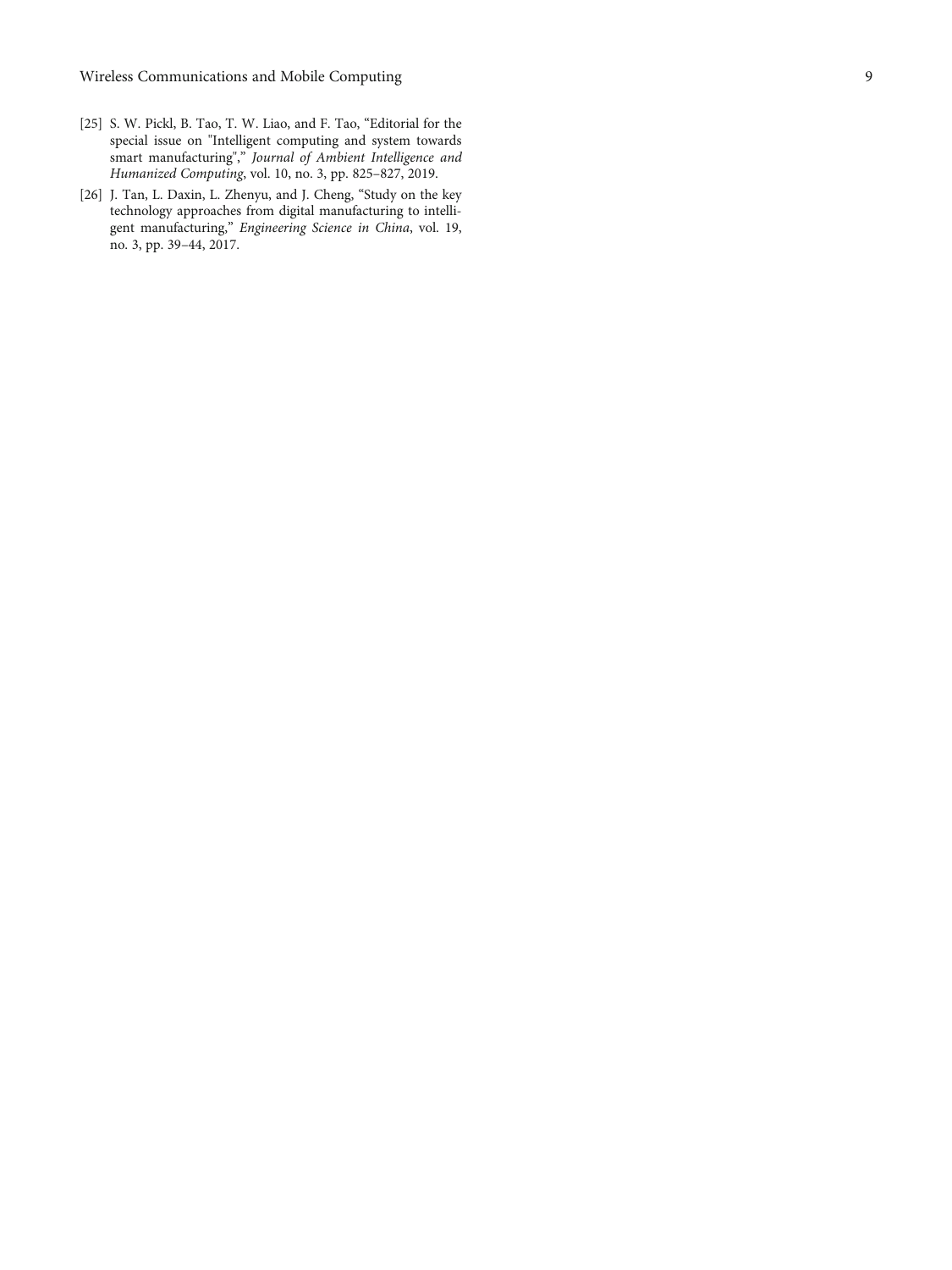[25] S. W. Pickl, B. Tao, T. W. Liao, and F. Tao, "Editorial for the special issue on "Intelligent computing and system towards smart manufacturing"," *Journal of Ambient Intelligence and Humanized Computing*, vol. 10, no. 3, pp. 825–827, 2019.

[26] J. Tan, L. Daxin, L. Zhenyu, and J. Cheng, "Study on the key technology approaches from digital manufacturing to intelligent manufacturing," *Engineering Science in China*, vol. 19, no. 3, pp. 39–44, 2017.